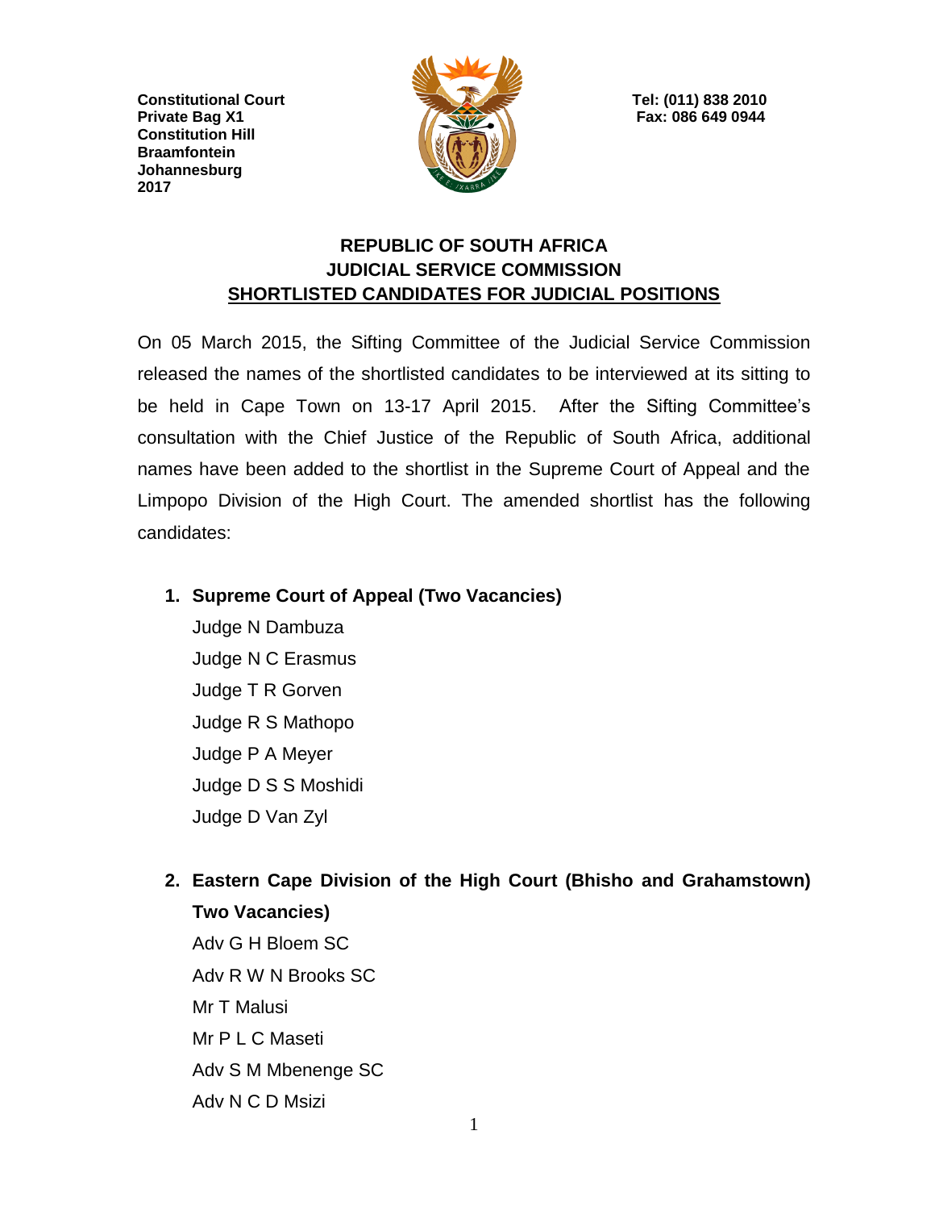**Constitutional Court**
**Private Bag X1**
**Constitution Hill**
**Braamfontein**
**Johannesburg**
**2017**

**Tel: (011) 838 2010**
**Fax: 086 649 0944**

# REPUBLIC OF SOUTH AFRICA
# JUDICIAL SERVICE COMMISSION
## SHORTLISTED CANDIDATES FOR JUDICIAL POSITIONS

On 05 March 2015, the Sifting Committee of the Judicial Service Commission released the names of the shortlisted candidates to be interviewed at its sitting to be held in Cape Town on 13-17 April 2015. After the Sifting Committee's consultation with the Chief Justice of the Republic of South Africa, additional names have been added to the shortlist in the Supreme Court of Appeal and the Limpopo Division of the High Court. The amended shortlist has the following candidates:

1. **Supreme Court of Appeal (Two Vacancies)**

   Judge N Dambuza
   Judge N C Erasmus
   Judge T R Gorven
   Judge R S Mathopo
   Judge P A Meyer
   Judge D S S Moshidi
   Judge D Van Zyl

2. **Eastern Cape Division of the High Court (Bhisho and Grahamstown) Two Vacancies)**

   Adv G H Bloem SC
   Adv R W N Brooks SC
   Mr T Malusi
   Mr P L C Maseti
   Adv S M Mbenenge SC
   Adv N C D Msizi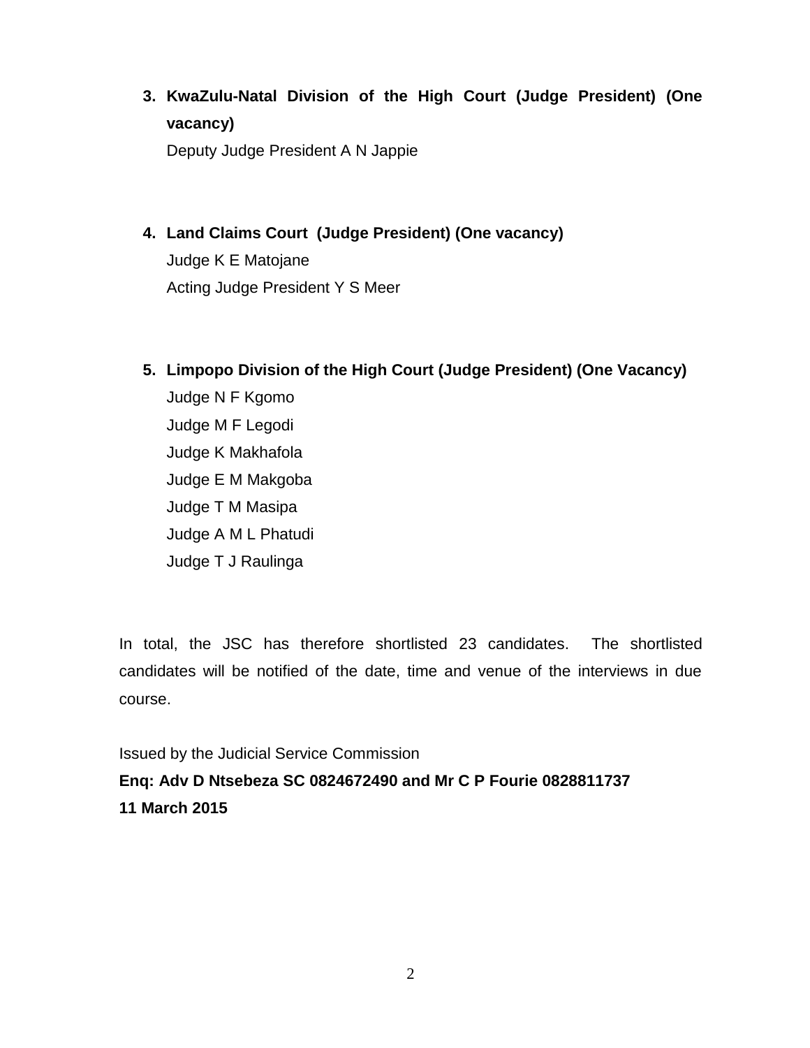3. **KwaZulu-Natal Division of the High Court (Judge President) (One vacancy)**

   Deputy Judge President A N Jappie

4. **Land Claims Court (Judge President) (One vacancy)**

   Judge K E Matojane
   Acting Judge President Y S Meer

5. **Limpopo Division of the High Court (Judge President) (One Vacancy)**

   Judge N F Kgomo
   Judge M F Legodi
   Judge K Makhafola
   Judge E M Makgoba
   Judge T M Masipa
   Judge A M L Phatudi
   Judge T J Raulinga

In total, the JSC has therefore shortlisted 23 candidates. The shortlisted candidates will be notified of the date, time and venue of the interviews in due course.

Issued by the Judicial Service Commission
**Enq: Adv D Ntsebeza SC 0824672490 and Mr C P Fourie 0828811737**
**11 March 2015**